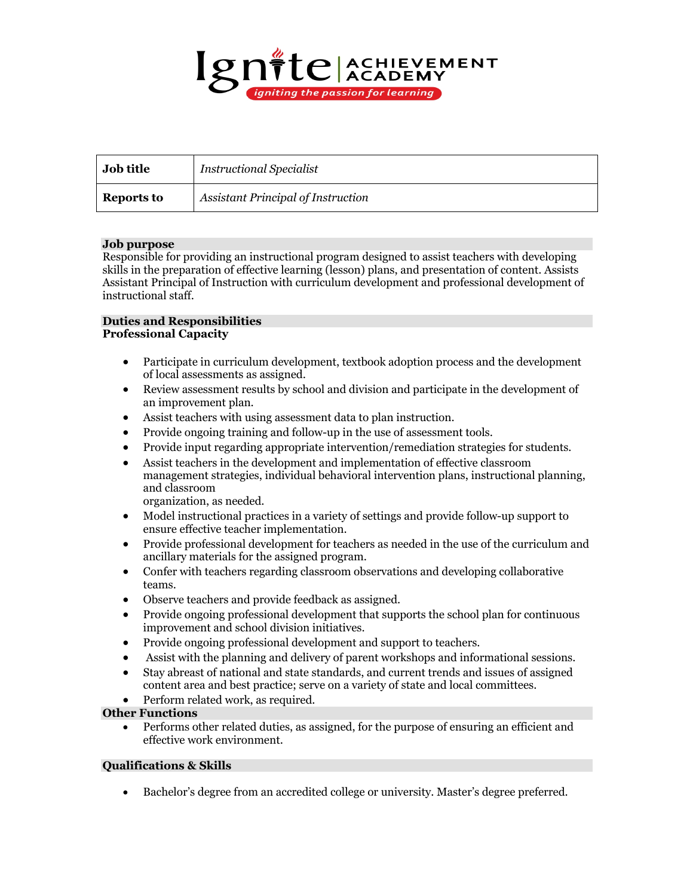# Ignite | ACHIEVEMENT ACADEMY

*igniting the passion for learning*

| **Job title** | *Instructional Specialist* |
|---|---|
| **Reports to** | *Assistant Principal of Instruction* |

## Job purpose

Responsible for providing an instructional program designed to assist teachers with developing skills in the preparation of effective learning (lesson) plans, and presentation of content. Assists Assistant Principal of Instruction with curriculum development and professional development of instructional staff.

## Duties and Responsibilities

### Professional Capacity

- Participate in curriculum development, textbook adoption process and the development of local assessments as assigned.
- Review assessment results by school and division and participate in the development of an improvement plan.
- Assist teachers with using assessment data to plan instruction.
- Provide ongoing training and follow-up in the use of assessment tools.
- Provide input regarding appropriate intervention/remediation strategies for students.
- Assist teachers in the development and implementation of effective classroom management strategies, individual behavioral intervention plans, instructional planning, and classroom organization, as needed.
- Model instructional practices in a variety of settings and provide follow-up support to ensure effective teacher implementation.
- Provide professional development for teachers as needed in the use of the curriculum and ancillary materials for the assigned program.
- Confer with teachers regarding classroom observations and developing collaborative teams.
- Observe teachers and provide feedback as assigned.
- Provide ongoing professional development that supports the school plan for continuous improvement and school division initiatives.
- Provide ongoing professional development and support to teachers.
- Assist with the planning and delivery of parent workshops and informational sessions.
- Stay abreast of national and state standards, and current trends and issues of assigned content area and best practice; serve on a variety of state and local committees.
- Perform related work, as required.

### Other Functions

- Performs other related duties, as assigned, for the purpose of ensuring an efficient and effective work environment.

## Qualifications & Skills

- Bachelor's degree from an accredited college or university. Master's degree preferred.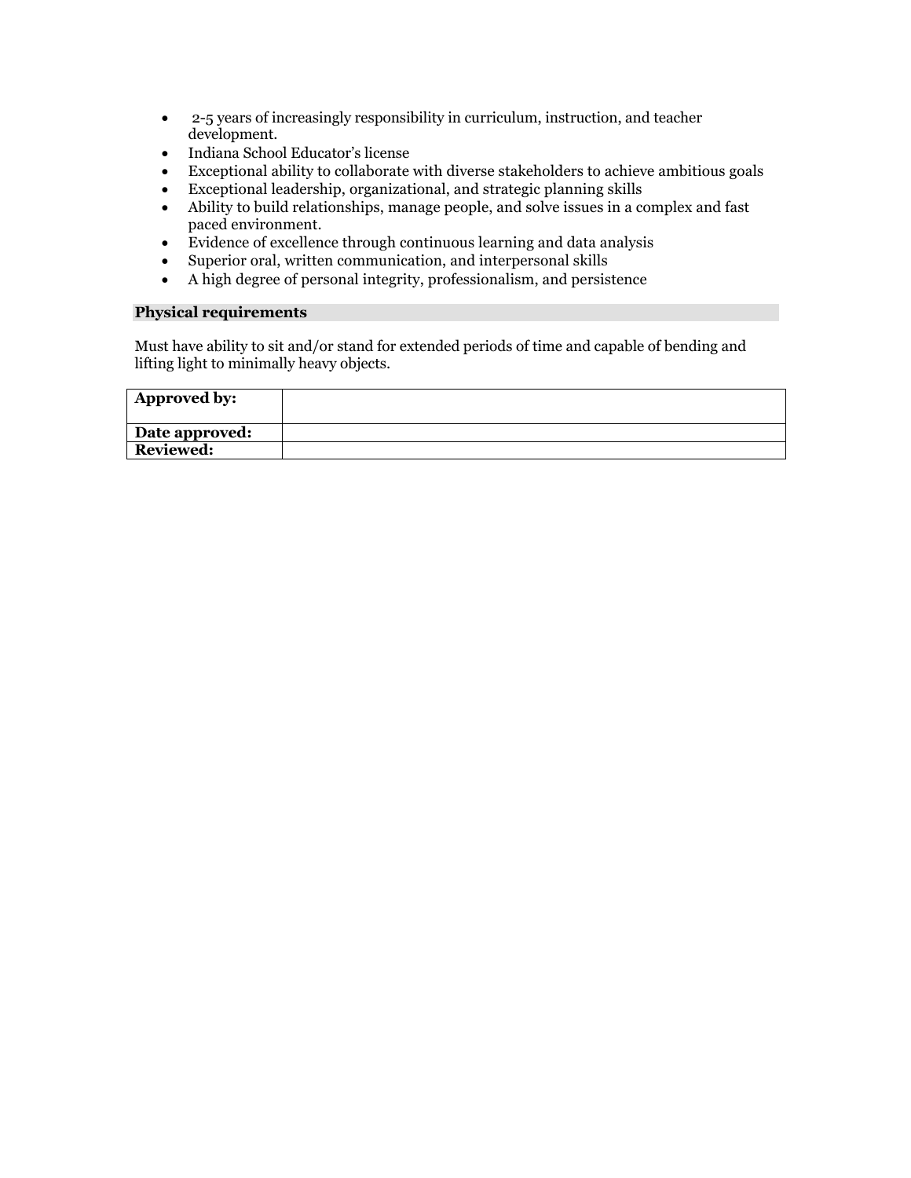- 2-5 years of increasingly responsibility in curriculum, instruction, and teacher development.
- Indiana School Educator's license
- Exceptional ability to collaborate with diverse stakeholders to achieve ambitious goals
- Exceptional leadership, organizational, and strategic planning skills
- Ability to build relationships, manage people, and solve issues in a complex and fast paced environment.
- Evidence of excellence through continuous learning and data analysis
- Superior oral, written communication, and interpersonal skills
- A high degree of personal integrity, professionalism, and persistence

**Physical requirements**

Must have ability to sit and/or stand for extended periods of time and capable of bending and lifting light to minimally heavy objects.

| | |
|---|---|
| **Approved by:** | |
| **Date approved:** | |
| **Reviewed:** | |